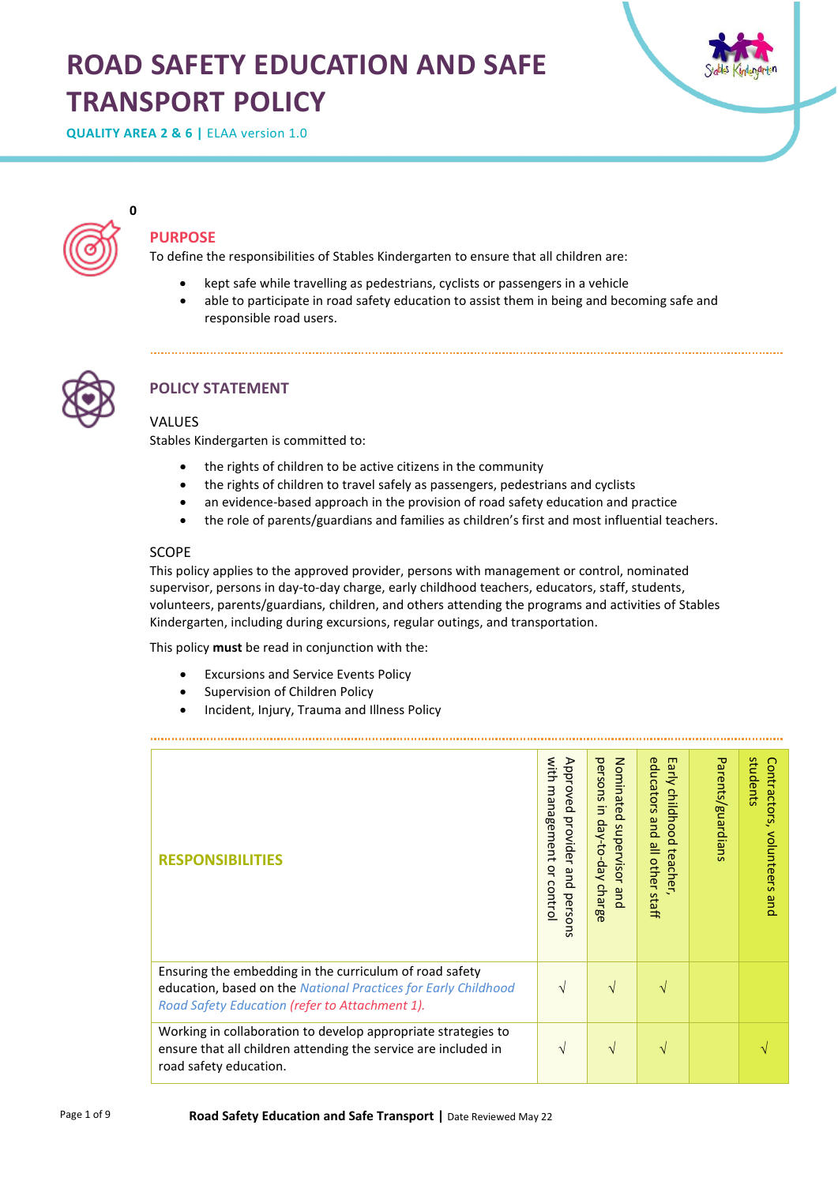# ROAD SAFETY EDUCATION AND SAFE TRANSPORT POLICY

**QUALITY AREA 2 & 6 |** ELAA version 1.0

0

## PURPOSE

To define the responsibilities of Stables Kindergarten to ensure that all children are:

- kept safe while travelling as pedestrians, cyclists or passengers in a vehicle
- able to participate in road safety education to assist them in being and becoming safe and responsible road users.

## POLICY STATEMENT

### VALUES

Stables Kindergarten is committed to:

- the rights of children to be active citizens in the community
- the rights of children to travel safely as passengers, pedestrians and cyclists
- an evidence-based approach in the provision of road safety education and practice
- the role of parents/guardians and families as children's first and most influential teachers.

### SCOPE

This policy applies to the approved provider, persons with management or control, nominated supervisor, persons in day-to-day charge, early childhood teachers, educators, staff, students, volunteers, parents/guardians, children, and others attending the programs and activities of Stables Kindergarten, including during excursions, regular outings, and transportation.

This policy **must** be read in conjunction with the:

- Excursions and Service Events Policy
- Supervision of Children Policy
- Incident, Injury, Trauma and Illness Policy

| RESPONSIBILITIES | Approved provider and persons with management or control | Nominated supervisor and persons in day-to-day charge | Early childhood teacher, educators and all other staff | Parents/guardians | Contractors, volunteers and students |
|---|---|---|---|---|---|
| Ensuring the embedding in the curriculum of road safety education, based on the *National Practices for Early Childhood Road Safety Education (refer to Attachment 1).* | √ | √ | √ | | |
| Working in collaboration to develop appropriate strategies to ensure that all children attending the service are included in road safety education. | √ | √ | √ | | √ |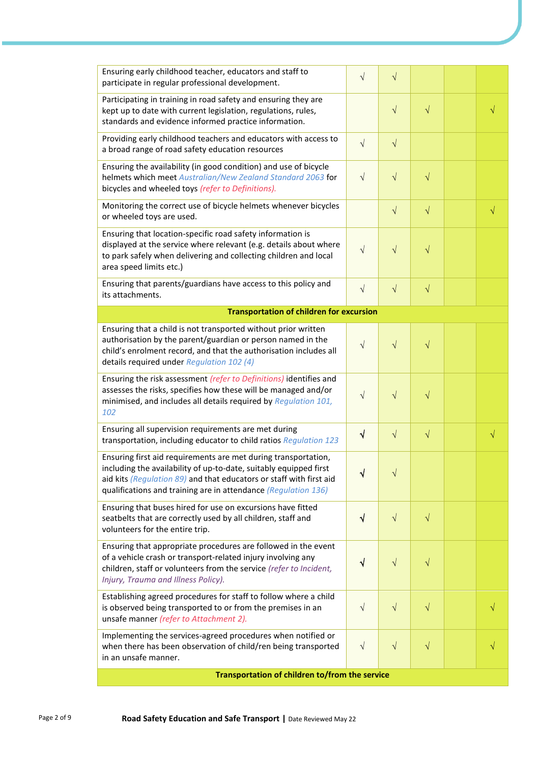| | | | | | |
|---|---|---|---|---|---|
| Ensuring early childhood teacher, educators and staff to participate in regular professional development. | √ | √ | | | |
| Participating in training in road safety and ensuring they are kept up to date with current legislation, regulations, rules, standards and evidence informed practice information. | | √ | √ | | √ |
| Providing early childhood teachers and educators with access to a broad range of road safety education resources | √ | √ | | | |
| Ensuring the availability (in good condition) and use of bicycle helmets which meet *Australian/New Zealand Standard 2063* for bicycles and wheeled toys *(refer to Definitions).* | √ | √ | √ | | |
| Monitoring the correct use of bicycle helmets whenever bicycles or wheeled toys are used. | | √ | √ | | √ |
| Ensuring that location-specific road safety information is displayed at the service where relevant (e.g. details about where to park safely when delivering and collecting children and local area speed limits etc.) | √ | √ | √ | | |
| Ensuring that parents/guardians have access to this policy and its attachments. | √ | √ | √ | | |
| **Transportation of children for excursion** | | | | | |
| Ensuring that a child is not transported without prior written authorisation by the parent/guardian or person named in the child's enrolment record, and that the authorisation includes all details required under *Regulation 102 (4)* | √ | √ | √ | | |
| Ensuring the risk assessment *(refer to Definitions)* identifies and assesses the risks, specifies how these will be managed and/or minimised, and includes all details required by *Regulation 101, 102* | √ | √ | √ | | |
| Ensuring all supervision requirements are met during transportation, including educator to child ratios *Regulation 123* | √ | √ | √ | | √ |
| Ensuring first aid requirements are met during transportation, including the availability of up-to-date, suitably equipped first aid kits *(Regulation 89)* and that educators or staff with first aid qualifications and training are in attendance *(Regulation 136)* | √ | √ | | | |
| Ensuring that buses hired for use on excursions have fitted seatbelts that are correctly used by all children, staff and volunteers for the entire trip. | √ | √ | √ | | |
| Ensuring that appropriate procedures are followed in the event of a vehicle crash or transport-related injury involving any children, staff or volunteers from the service *(refer to Incident, Injury, Trauma and Illness Policy).* | √ | √ | √ | | |
| Establishing agreed procedures for staff to follow where a child is observed being transported to or from the premises in an unsafe manner *(refer to Attachment 2).* | √ | √ | √ | | √ |
| Implementing the services-agreed procedures when notified or when there has been observation of child/ren being transported in an unsafe manner. | √ | √ | √ | | √ |
| **Transportation of children to/from the service** | | | | | |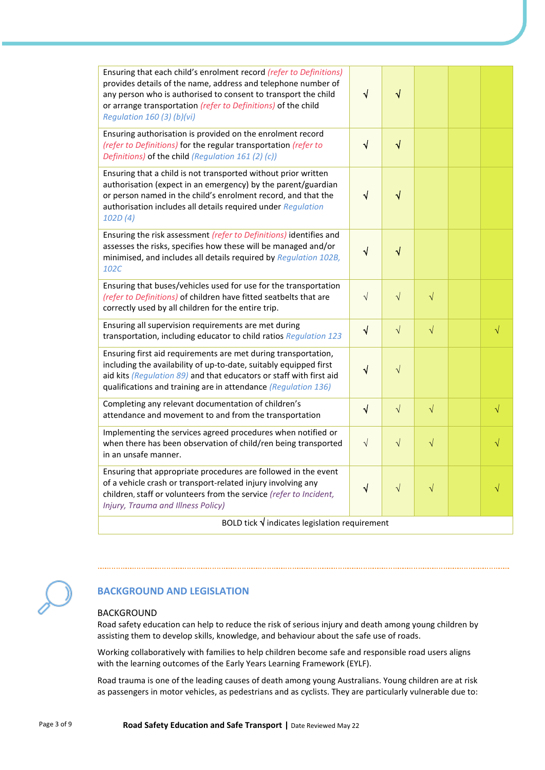| | | | | | |
|---|---|---|---|---|---|
| Ensuring that each child's enrolment record *(refer to Definitions)* provides details of the name, address and telephone number of any person who is authorised to consent to transport the child or arrange transportation *(refer to Definitions)* of the child *Regulation 160 (3) (b)(vi)* | **√** | **√** | | | |
| Ensuring authorisation is provided on the enrolment record *(refer to Definitions)* for the regular transportation *(refer to Definitions)* of the child *(Regulation 161 (2) (c))* | **√** | **√** | | | |
| Ensuring that a child is not transported without prior written authorisation (expect in an emergency) by the parent/guardian or person named in the child's enrolment record, and that the authorisation includes all details required under *Regulation 102D (4)* | **√** | **√** | | | |
| Ensuring the risk assessment *(refer to Definitions)* identifies and assesses the risks, specifies how these will be managed and/or minimised, and includes all details required by *Regulation 102B, 102C* | **√** | **√** | | | |
| Ensuring that buses/vehicles used for use for the transportation *(refer to Definitions)* of children have fitted seatbelts that are correctly used by all children for the entire trip. | √ | √ | √ | | |
| Ensuring all supervision requirements are met during transportation, including educator to child ratios *Regulation 123* | **√** | √ | √ | | √ |
| Ensuring first aid requirements are met during transportation, including the availability of up-to-date, suitably equipped first aid kits *(Regulation 89)* and that educators or staff with first aid qualifications and training are in attendance *(Regulation 136)* | **√** | √ | | | |
| Completing any relevant documentation of children's attendance and movement to and from the transportation | **√** | √ | √ | | √ |
| Implementing the services agreed procedures when notified or when there has been observation of child/ren being transported in an unsafe manner. | √ | √ | √ | | √ |
| Ensuring that appropriate procedures are followed in the event of a vehicle crash or transport-related injury involving any children, staff or volunteers from the service *(refer to Incident, Injury, Trauma and Illness Policy)* | **√** | √ | √ | | √ |
| BOLD tick **√** indicates legislation requirement | | | | | |

## BACKGROUND AND LEGISLATION

### BACKGROUND

Road safety education can help to reduce the risk of serious injury and death among young children by assisting them to develop skills, knowledge, and behaviour about the safe use of roads.

Working collaboratively with families to help children become safe and responsible road users aligns with the learning outcomes of the Early Years Learning Framework (EYLF).

Road trauma is one of the leading causes of death among young Australians. Young children are at risk as passengers in motor vehicles, as pedestrians and as cyclists. They are particularly vulnerable due to: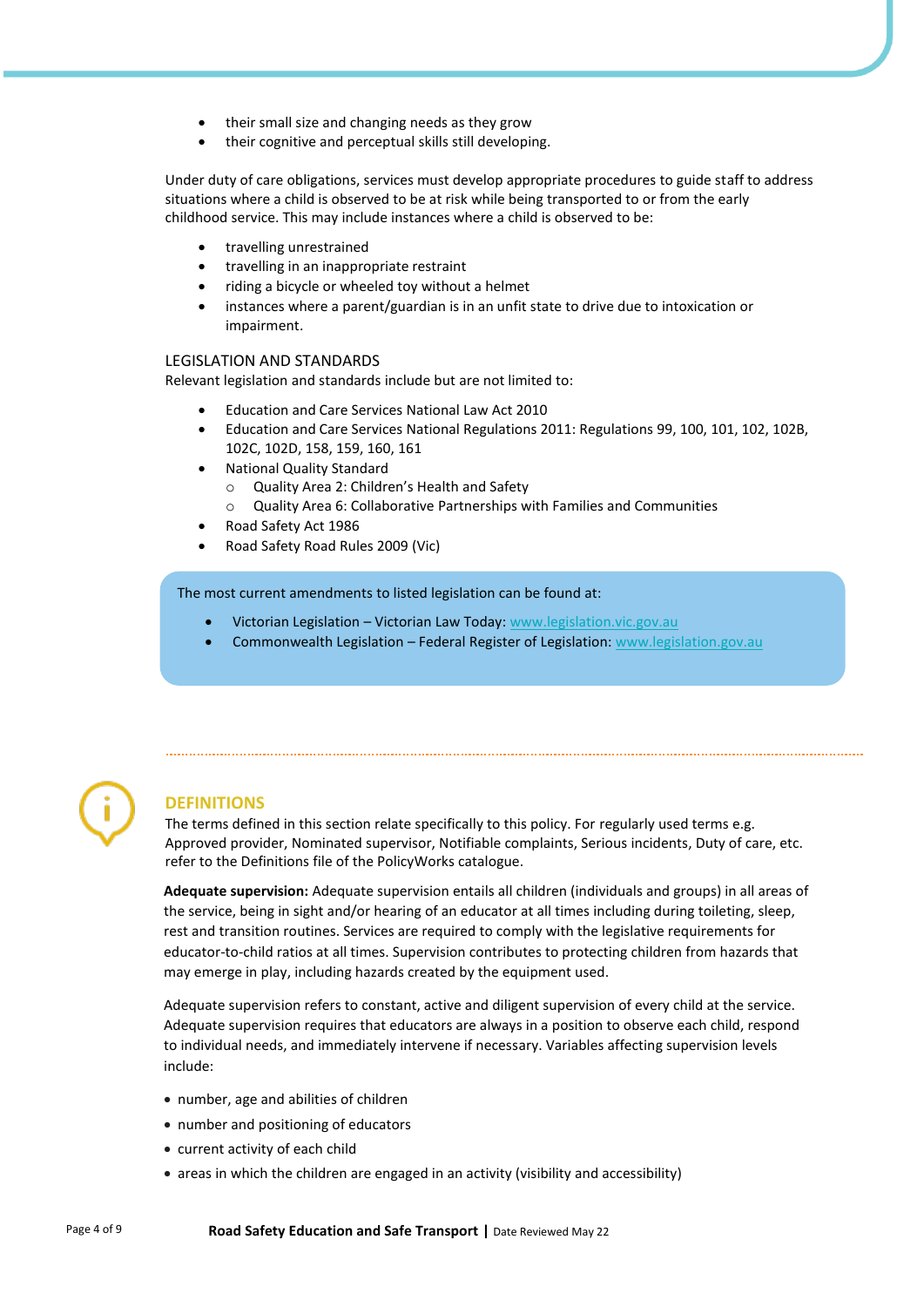- their small size and changing needs as they grow
- their cognitive and perceptual skills still developing.

Under duty of care obligations, services must develop appropriate procedures to guide staff to address situations where a child is observed to be at risk while being transported to or from the early childhood service. This may include instances where a child is observed to be:

- travelling unrestrained
- travelling in an inappropriate restraint
- riding a bicycle or wheeled toy without a helmet
- instances where a parent/guardian is in an unfit state to drive due to intoxication or impairment.

## LEGISLATION AND STANDARDS

Relevant legislation and standards include but are not limited to:

- Education and Care Services National Law Act 2010
- Education and Care Services National Regulations 2011: Regulations 99, 100, 101, 102, 102B, 102C, 102D, 158, 159, 160, 161
- National Quality Standard
  - Quality Area 2: Children's Health and Safety
  - Quality Area 6: Collaborative Partnerships with Families and Communities
- Road Safety Act 1986
- Road Safety Road Rules 2009 (Vic)

The most current amendments to listed legislation can be found at:

- Victorian Legislation – Victorian Law Today: www.legislation.vic.gov.au
- Commonwealth Legislation – Federal Register of Legislation: www.legislation.gov.au

## DEFINITIONS

The terms defined in this section relate specifically to this policy. For regularly used terms e.g. Approved provider, Nominated supervisor, Notifiable complaints, Serious incidents, Duty of care, etc. refer to the Definitions file of the PolicyWorks catalogue.

**Adequate supervision:** Adequate supervision entails all children (individuals and groups) in all areas of the service, being in sight and/or hearing of an educator at all times including during toileting, sleep, rest and transition routines. Services are required to comply with the legislative requirements for educator-to-child ratios at all times. Supervision contributes to protecting children from hazards that may emerge in play, including hazards created by the equipment used.

Adequate supervision refers to constant, active and diligent supervision of every child at the service. Adequate supervision requires that educators are always in a position to observe each child, respond to individual needs, and immediately intervene if necessary. Variables affecting supervision levels include:

- number, age and abilities of children
- number and positioning of educators
- current activity of each child
- areas in which the children are engaged in an activity (visibility and accessibility)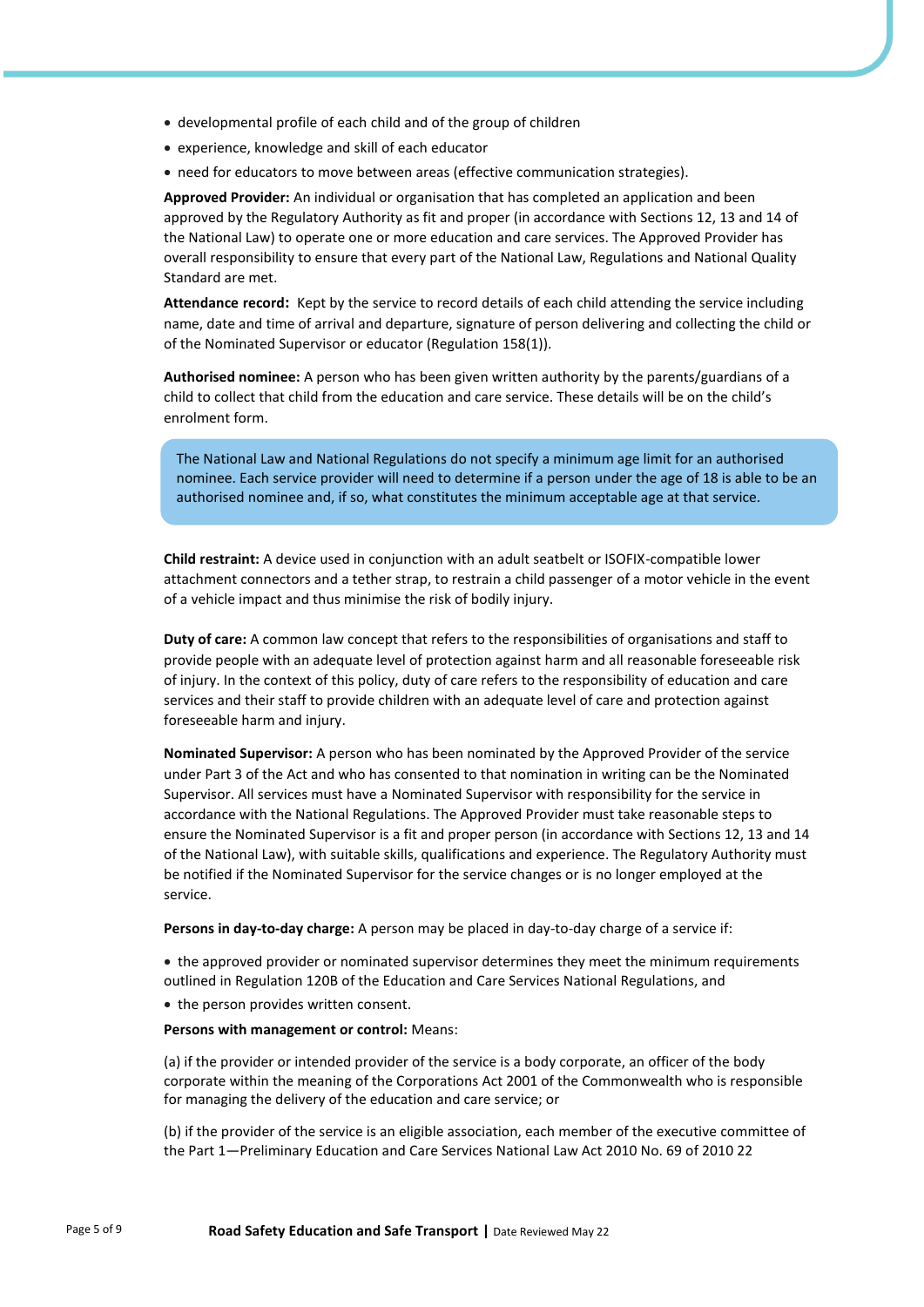- developmental profile of each child and of the group of children
- experience, knowledge and skill of each educator
- need for educators to move between areas (effective communication strategies).

**Approved Provider:** An individual or organisation that has completed an application and been approved by the Regulatory Authority as fit and proper (in accordance with Sections 12, 13 and 14 of the National Law) to operate one or more education and care services. The Approved Provider has overall responsibility to ensure that every part of the National Law, Regulations and National Quality Standard are met.

**Attendance record:** Kept by the service to record details of each child attending the service including name, date and time of arrival and departure, signature of person delivering and collecting the child or of the Nominated Supervisor or educator (Regulation 158(1)).

**Authorised nominee:** A person who has been given written authority by the parents/guardians of a child to collect that child from the education and care service. These details will be on the child's enrolment form.

> The National Law and National Regulations do not specify a minimum age limit for an authorised nominee. Each service provider will need to determine if a person under the age of 18 is able to be an authorised nominee and, if so, what constitutes the minimum acceptable age at that service.

**Child restraint:** A device used in conjunction with an adult seatbelt or ISOFIX-compatible lower attachment connectors and a tether strap, to restrain a child passenger of a motor vehicle in the event of a vehicle impact and thus minimise the risk of bodily injury.

**Duty of care:** A common law concept that refers to the responsibilities of organisations and staff to provide people with an adequate level of protection against harm and all reasonable foreseeable risk of injury. In the context of this policy, duty of care refers to the responsibility of education and care services and their staff to provide children with an adequate level of care and protection against foreseeable harm and injury.

**Nominated Supervisor:** A person who has been nominated by the Approved Provider of the service under Part 3 of the Act and who has consented to that nomination in writing can be the Nominated Supervisor. All services must have a Nominated Supervisor with responsibility for the service in accordance with the National Regulations. The Approved Provider must take reasonable steps to ensure the Nominated Supervisor is a fit and proper person (in accordance with Sections 12, 13 and 14 of the National Law), with suitable skills, qualifications and experience. The Regulatory Authority must be notified if the Nominated Supervisor for the service changes or is no longer employed at the service.

**Persons in day-to-day charge:** A person may be placed in day-to-day charge of a service if:

- the approved provider or nominated supervisor determines they meet the minimum requirements outlined in Regulation 120B of the Education and Care Services National Regulations, and
- the person provides written consent.

**Persons with management or control:** Means:

(a) if the provider or intended provider of the service is a body corporate, an officer of the body corporate within the meaning of the Corporations Act 2001 of the Commonwealth who is responsible for managing the delivery of the education and care service; or

(b) if the provider of the service is an eligible association, each member of the executive committee of the Part 1—Preliminary Education and Care Services National Law Act 2010 No. 69 of 2010 22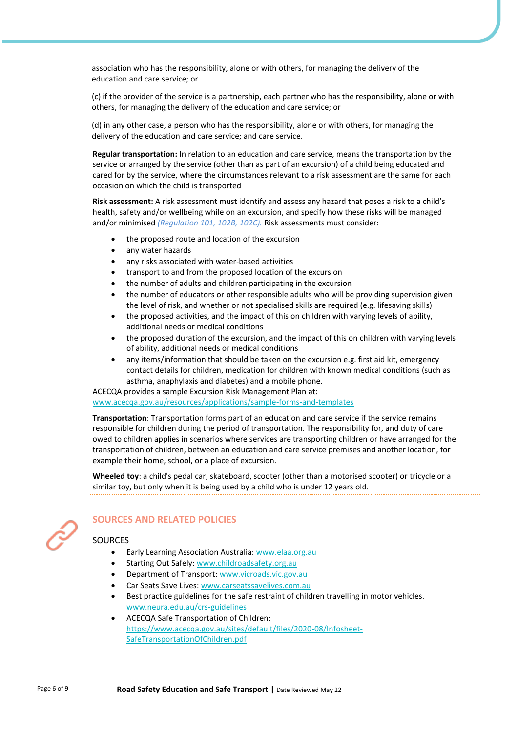association who has the responsibility, alone or with others, for managing the delivery of the education and care service; or

(c) if the provider of the service is a partnership, each partner who has the responsibility, alone or with others, for managing the delivery of the education and care service; or

(d) in any other case, a person who has the responsibility, alone or with others, for managing the delivery of the education and care service; and care service.

**Regular transportation:** In relation to an education and care service, means the transportation by the service or arranged by the service (other than as part of an excursion) of a child being educated and cared for by the service, where the circumstances relevant to a risk assessment are the same for each occasion on which the child is transported

**Risk assessment:** A risk assessment must identify and assess any hazard that poses a risk to a child's health, safety and/or wellbeing while on an excursion, and specify how these risks will be managed and/or minimised *(Regulation 101, 102B, 102C).* Risk assessments must consider:

- the proposed route and location of the excursion
- any water hazards
- any risks associated with water-based activities
- transport to and from the proposed location of the excursion
- the number of adults and children participating in the excursion
- the number of educators or other responsible adults who will be providing supervision given the level of risk, and whether or not specialised skills are required (e.g. lifesaving skills)
- the proposed activities, and the impact of this on children with varying levels of ability, additional needs or medical conditions
- the proposed duration of the excursion, and the impact of this on children with varying levels of ability, additional needs or medical conditions
- any items/information that should be taken on the excursion e.g. first aid kit, emergency contact details for children, medication for children with known medical conditions (such as asthma, anaphylaxis and diabetes) and a mobile phone.

ACECQA provides a sample Excursion Risk Management Plan at: www.acecqa.gov.au/resources/applications/sample-forms-and-templates

**Transportation**: Transportation forms part of an education and care service if the service remains responsible for children during the period of transportation. The responsibility for, and duty of care owed to children applies in scenarios where services are transporting children or have arranged for the transportation of children, between an education and care service premises and another location, for example their home, school, or a place of excursion.

**Wheeled toy**: a child's pedal car, skateboard, scooter (other than a motorised scooter) or tricycle or a similar toy, but only when it is being used by a child who is under 12 years old.

## SOURCES AND RELATED POLICIES

### SOURCES

- Early Learning Association Australia: www.elaa.org.au
- Starting Out Safely: www.childroadsafety.org.au
- Department of Transport: www.vicroads.vic.gov.au
- Car Seats Save Lives: www.carseatssavelives.com.au
- Best practice guidelines for the safe restraint of children travelling in motor vehicles. www.neura.edu.au/crs-guidelines
- ACECQA Safe Transportation of Children: https://www.acecqa.gov.au/sites/default/files/2020-08/Infosheet-SafeTransportationOfChildren.pdf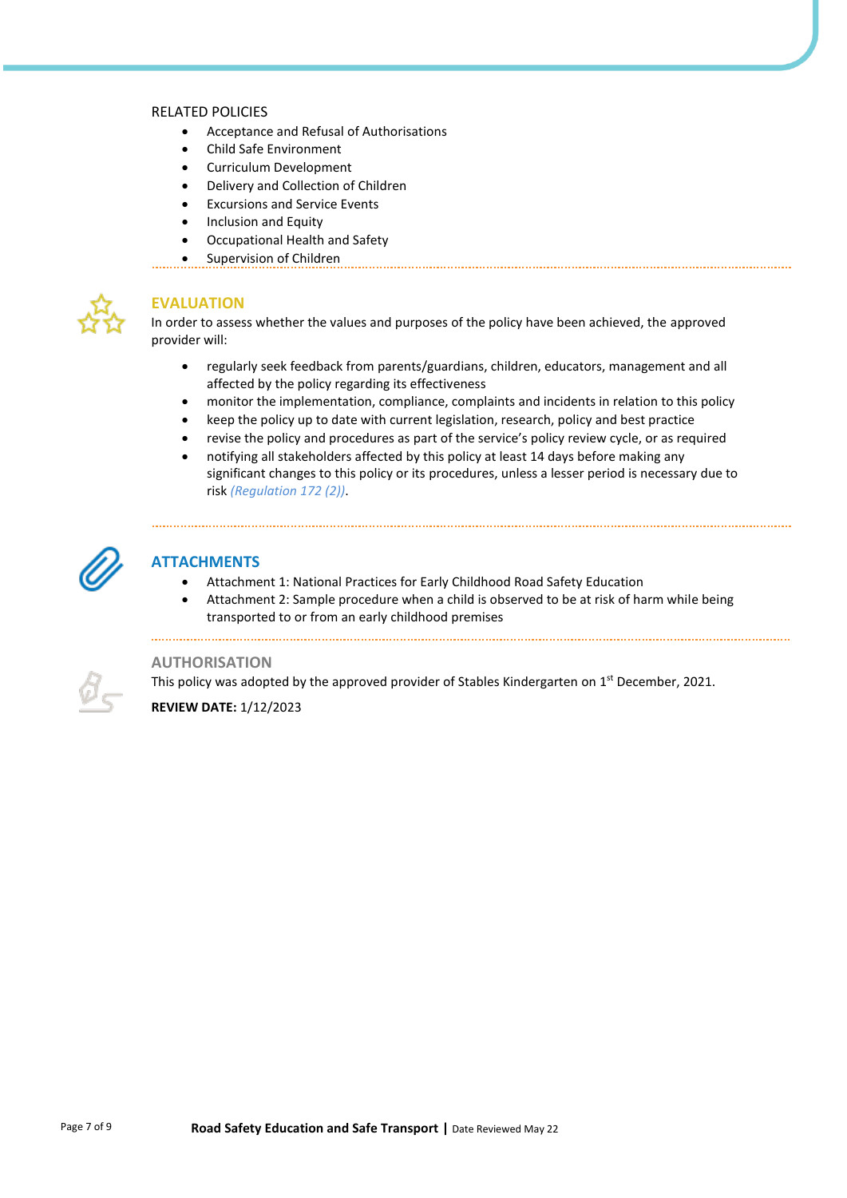RELATED POLICIES

- Acceptance and Refusal of Authorisations
- Child Safe Environment
- Curriculum Development
- Delivery and Collection of Children
- Excursions and Service Events
- Inclusion and Equity
- Occupational Health and Safety
- Supervision of Children

## EVALUATION

In order to assess whether the values and purposes of the policy have been achieved, the approved provider will:

- regularly seek feedback from parents/guardians, children, educators, management and all affected by the policy regarding its effectiveness
- monitor the implementation, compliance, complaints and incidents in relation to this policy
- keep the policy up to date with current legislation, research, policy and best practice
- revise the policy and procedures as part of the service's policy review cycle, or as required
- notifying all stakeholders affected by this policy at least 14 days before making any significant changes to this policy or its procedures, unless a lesser period is necessary due to risk *(Regulation 172 (2))*.

## ATTACHMENTS

- Attachment 1: National Practices for Early Childhood Road Safety Education
- Attachment 2: Sample procedure when a child is observed to be at risk of harm while being transported to or from an early childhood premises

## AUTHORISATION

This policy was adopted by the approved provider of Stables Kindergarten on 1st December, 2021.

**REVIEW DATE:** 1/12/2023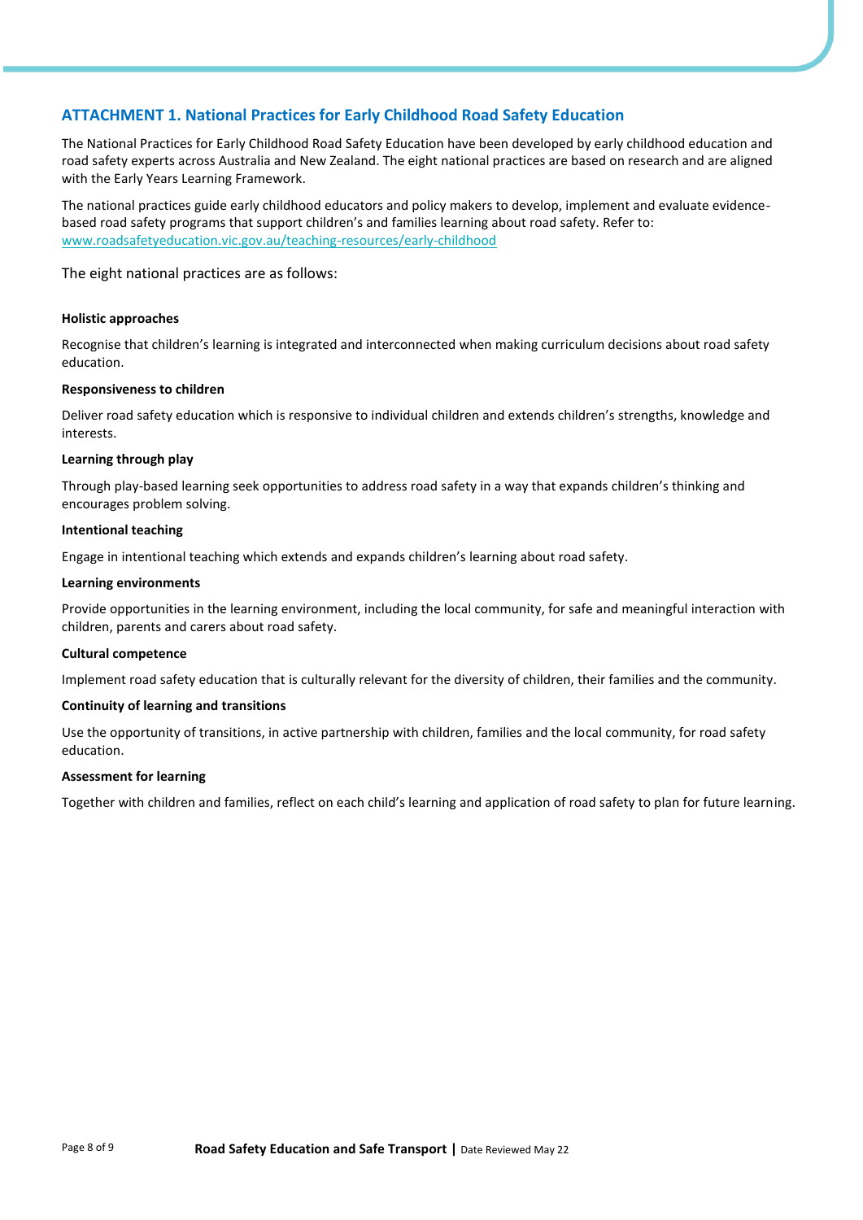## ATTACHMENT 1. National Practices for Early Childhood Road Safety Education

The National Practices for Early Childhood Road Safety Education have been developed by early childhood education and road safety experts across Australia and New Zealand. The eight national practices are based on research and are aligned with the Early Years Learning Framework.

The national practices guide early childhood educators and policy makers to develop, implement and evaluate evidence-based road safety programs that support children's and families learning about road safety. Refer to: [www.roadsafetyeducation.vic.gov.au/teaching-resources/early-childhood](www.roadsafetyeducation.vic.gov.au/teaching-resources/early-childhood)

The eight national practices are as follows:

**Holistic approaches**

Recognise that children's learning is integrated and interconnected when making curriculum decisions about road safety education.

**Responsiveness to children**

Deliver road safety education which is responsive to individual children and extends children's strengths, knowledge and interests.

**Learning through play**

Through play-based learning seek opportunities to address road safety in a way that expands children's thinking and encourages problem solving.

**Intentional teaching**

Engage in intentional teaching which extends and expands children's learning about road safety.

**Learning environments**

Provide opportunities in the learning environment, including the local community, for safe and meaningful interaction with children, parents and carers about road safety.

**Cultural competence**

Implement road safety education that is culturally relevant for the diversity of children, their families and the community.

**Continuity of learning and transitions**

Use the opportunity of transitions, in active partnership with children, families and the local community, for road safety education.

**Assessment for learning**

Together with children and families, reflect on each child's learning and application of road safety to plan for future learning.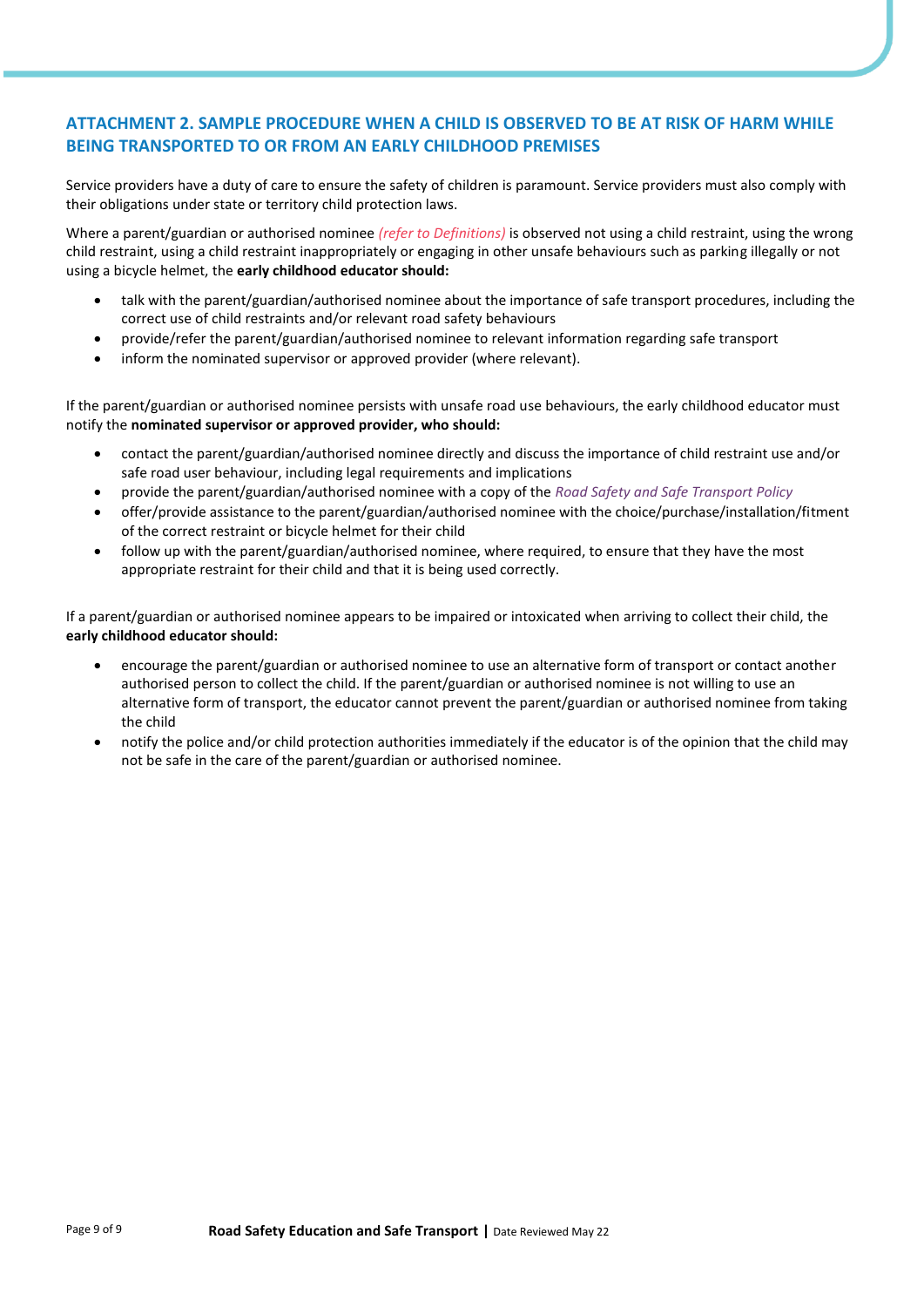## ATTACHMENT 2. SAMPLE PROCEDURE WHEN A CHILD IS OBSERVED TO BE AT RISK OF HARM WHILE BEING TRANSPORTED TO OR FROM AN EARLY CHILDHOOD PREMISES

Service providers have a duty of care to ensure the safety of children is paramount. Service providers must also comply with their obligations under state or territory child protection laws.

Where a parent/guardian or authorised nominee *(refer to Definitions)* is observed not using a child restraint, using the wrong child restraint, using a child restraint inappropriately or engaging in other unsafe behaviours such as parking illegally or not using a bicycle helmet, the **early childhood educator should:**

- talk with the parent/guardian/authorised nominee about the importance of safe transport procedures, including the correct use of child restraints and/or relevant road safety behaviours
- provide/refer the parent/guardian/authorised nominee to relevant information regarding safe transport
- inform the nominated supervisor or approved provider (where relevant).

If the parent/guardian or authorised nominee persists with unsafe road use behaviours, the early childhood educator must notify the **nominated supervisor or approved provider, who should:**

- contact the parent/guardian/authorised nominee directly and discuss the importance of child restraint use and/or safe road user behaviour, including legal requirements and implications
- provide the parent/guardian/authorised nominee with a copy of the *Road Safety and Safe Transport Policy*
- offer/provide assistance to the parent/guardian/authorised nominee with the choice/purchase/installation/fitment of the correct restraint or bicycle helmet for their child
- follow up with the parent/guardian/authorised nominee, where required, to ensure that they have the most appropriate restraint for their child and that it is being used correctly.

If a parent/guardian or authorised nominee appears to be impaired or intoxicated when arriving to collect their child, the **early childhood educator should:**

- encourage the parent/guardian or authorised nominee to use an alternative form of transport or contact another authorised person to collect the child. If the parent/guardian or authorised nominee is not willing to use an alternative form of transport, the educator cannot prevent the parent/guardian or authorised nominee from taking the child
- notify the police and/or child protection authorities immediately if the educator is of the opinion that the child may not be safe in the care of the parent/guardian or authorised nominee.